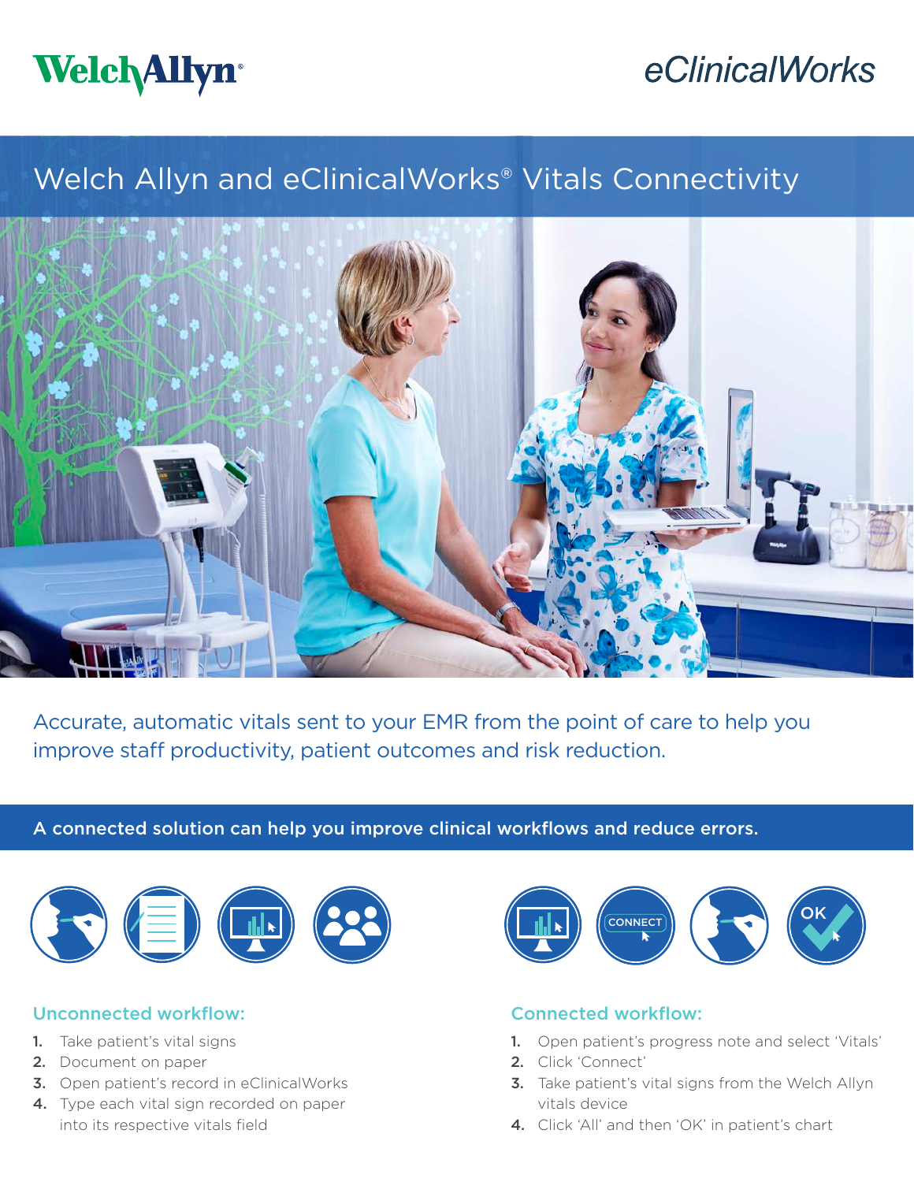Welch Allyn

eClinicalWorks

# Welch Allyn and eClinicalWorks® Vitals Connectivity

Accurate, automatic vitals sent to your EMR from the point of care to help you improve staff productivity, patient outcomes and risk reduction.

## A connected solution can help you improve clinical workflows and reduce errors.

### Unconnected workflow:

1. Take patient's vital signs
2. Document on paper
3. Open patient's record in eClinicalWorks
4. Type each vital sign recorded on paper into its respective vitals field

### Connected workflow:

1. Open patient's progress note and select 'Vitals'
2. Click 'Connect'
3. Take patient's vital signs from the Welch Allyn vitals device
4. Click 'All' and then 'OK' in patient's chart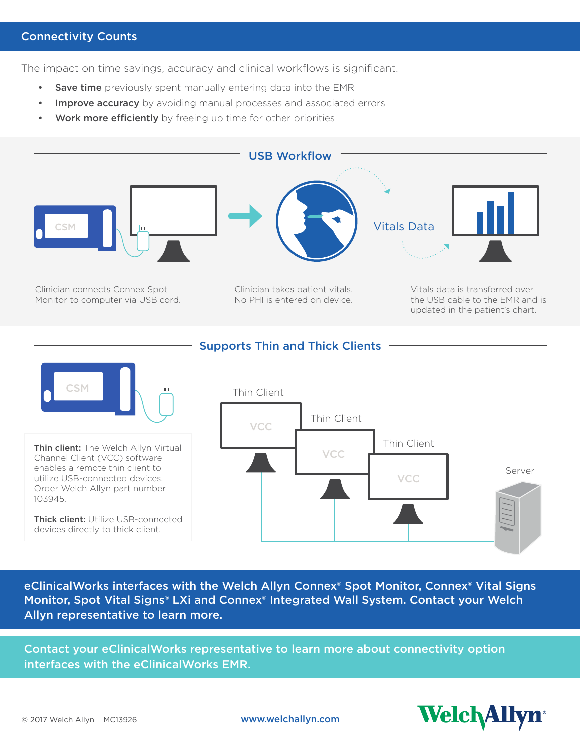## Connectivity Counts

The impact on time savings, accuracy and clinical workflows is significant.

- **Save time** previously spent manually entering data into the EMR
- **Improve accuracy** by avoiding manual processes and associated errors
- **Work more efficiently** by freeing up time for other priorities

### USB Workflow

CSM

Vitals Data

Clinician connects Connex Spot Monitor to computer via USB cord.

Clinician takes patient vitals. No PHI is entered on device.

Vitals data is transferred over the USB cable to the EMR and is updated in the patient's chart.

### Supports Thin and Thick Clients

CSM

**Thin client:** The Welch Allyn Virtual Channel Client (VCC) software enables a remote thin client to utilize USB-connected devices. Order Welch Allyn part number 103945.

**Thick client:** Utilize USB-connected devices directly to thick client.

Thin Client

VCC

Thin Client

VCC

Thin Client

VCC

Server

**eClinicalWorks interfaces with the Welch Allyn Connex® Spot Monitor, Connex® Vital Signs Monitor, Spot Vital Signs® LXi and Connex® Integrated Wall System. Contact your Welch Allyn representative to learn more.**

**Contact your eClinicalWorks representative to learn more about connectivity option interfaces with the eClinicalWorks EMR.**

© 2017 Welch Allyn MC13926

www.welchallyn.com

Welch Allyn®